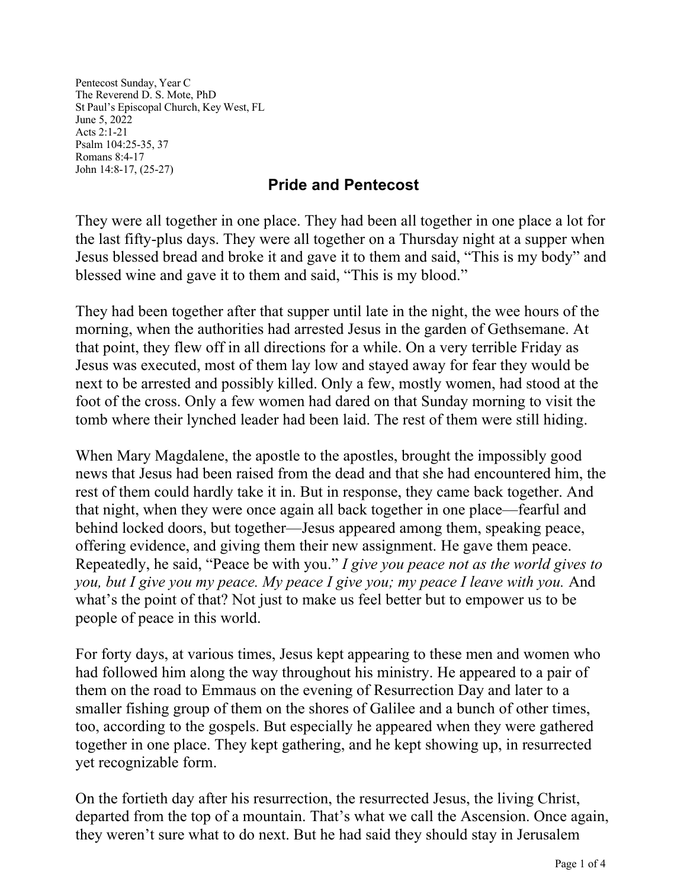Pentecost Sunday, Year C
The Reverend D. S. Mote, PhD
St Paul's Episcopal Church, Key West, FL
June 5, 2022
Acts 2:1-21
Psalm 104:25-35, 37
Romans 8:4-17
John 14:8-17, (25-27)

# Pride and Pentecost

They were all together in one place. They had been all together in one place a lot for the last fifty-plus days. They were all together on a Thursday night at a supper when Jesus blessed bread and broke it and gave it to them and said, "This is my body" and blessed wine and gave it to them and said, "This is my blood."

They had been together after that supper until late in the night, the wee hours of the morning, when the authorities had arrested Jesus in the garden of Gethsemane. At that point, they flew off in all directions for a while. On a very terrible Friday as Jesus was executed, most of them lay low and stayed away for fear they would be next to be arrested and possibly killed. Only a few, mostly women, had stood at the foot of the cross. Only a few women had dared on that Sunday morning to visit the tomb where their lynched leader had been laid. The rest of them were still hiding.

When Mary Magdalene, the apostle to the apostles, brought the impossibly good news that Jesus had been raised from the dead and that she had encountered him, the rest of them could hardly take it in. But in response, they came back together. And that night, when they were once again all back together in one place—fearful and behind locked doors, but together—Jesus appeared among them, speaking peace, offering evidence, and giving them their new assignment. He gave them peace. Repeatedly, he said, "Peace be with you." *I give you peace not as the world gives to you, but I give you my peace. My peace I give you; my peace I leave with you.* And what's the point of that? Not just to make us feel better but to empower us to be people of peace in this world.

For forty days, at various times, Jesus kept appearing to these men and women who had followed him along the way throughout his ministry. He appeared to a pair of them on the road to Emmaus on the evening of Resurrection Day and later to a smaller fishing group of them on the shores of Galilee and a bunch of other times, too, according to the gospels. But especially he appeared when they were gathered together in one place. They kept gathering, and he kept showing up, in resurrected yet recognizable form.

On the fortieth day after his resurrection, the resurrected Jesus, the living Christ, departed from the top of a mountain. That's what we call the Ascension. Once again, they weren't sure what to do next. But he had said they should stay in Jerusalem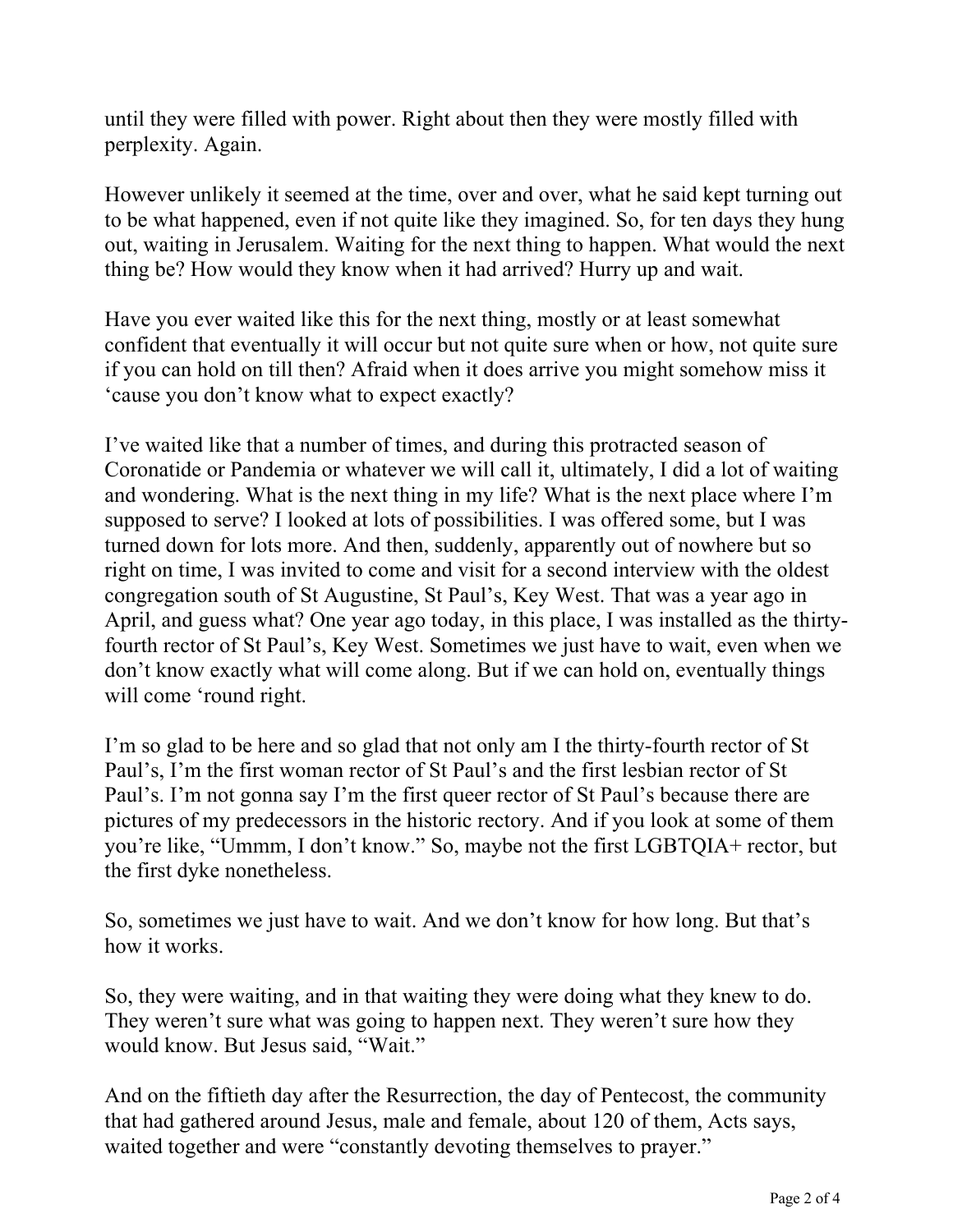until they were filled with power. Right about then they were mostly filled with perplexity. Again.

However unlikely it seemed at the time, over and over, what he said kept turning out to be what happened, even if not quite like they imagined. So, for ten days they hung out, waiting in Jerusalem. Waiting for the next thing to happen. What would the next thing be? How would they know when it had arrived? Hurry up and wait.

Have you ever waited like this for the next thing, mostly or at least somewhat confident that eventually it will occur but not quite sure when or how, not quite sure if you can hold on till then? Afraid when it does arrive you might somehow miss it 'cause you don't know what to expect exactly?

I've waited like that a number of times, and during this protracted season of Coronatide or Pandemia or whatever we will call it, ultimately, I did a lot of waiting and wondering. What is the next thing in my life? What is the next place where I'm supposed to serve? I looked at lots of possibilities. I was offered some, but I was turned down for lots more. And then, suddenly, apparently out of nowhere but so right on time, I was invited to come and visit for a second interview with the oldest congregation south of St Augustine, St Paul's, Key West. That was a year ago in April, and guess what? One year ago today, in this place, I was installed as the thirty-fourth rector of St Paul's, Key West. Sometimes we just have to wait, even when we don't know exactly what will come along. But if we can hold on, eventually things will come 'round right.

I'm so glad to be here and so glad that not only am I the thirty-fourth rector of St Paul's, I'm the first woman rector of St Paul's and the first lesbian rector of St Paul's. I'm not gonna say I'm the first queer rector of St Paul's because there are pictures of my predecessors in the historic rectory. And if you look at some of them you're like, "Ummm, I don't know." So, maybe not the first LGBTQIA+ rector, but the first dyke nonetheless.

So, sometimes we just have to wait. And we don't know for how long. But that's how it works.

So, they were waiting, and in that waiting they were doing what they knew to do. They weren't sure what was going to happen next. They weren't sure how they would know. But Jesus said, "Wait."

And on the fiftieth day after the Resurrection, the day of Pentecost, the community that had gathered around Jesus, male and female, about 120 of them, Acts says, waited together and were "constantly devoting themselves to prayer."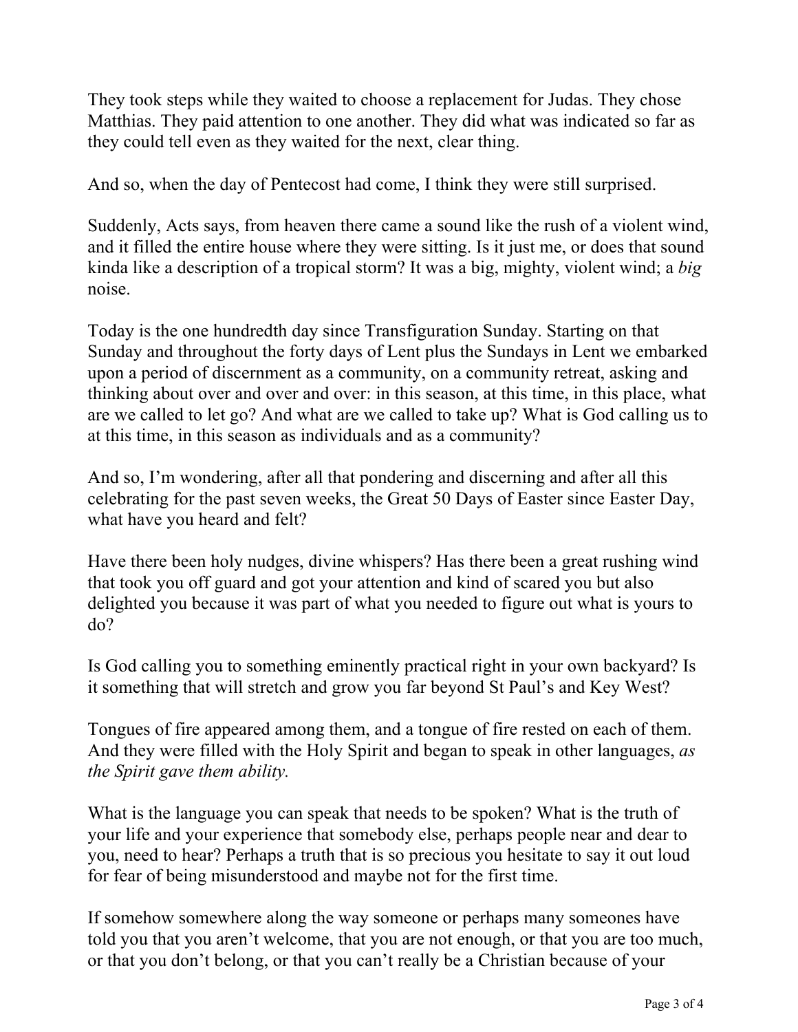They took steps while they waited to choose a replacement for Judas. They chose Matthias. They paid attention to one another. They did what was indicated so far as they could tell even as they waited for the next, clear thing.

And so, when the day of Pentecost had come, I think they were still surprised.

Suddenly, Acts says, from heaven there came a sound like the rush of a violent wind, and it filled the entire house where they were sitting. Is it just me, or does that sound kinda like a description of a tropical storm? It was a big, mighty, violent wind; a *big* noise.

Today is the one hundredth day since Transfiguration Sunday. Starting on that Sunday and throughout the forty days of Lent plus the Sundays in Lent we embarked upon a period of discernment as a community, on a community retreat, asking and thinking about over and over and over: in this season, at this time, in this place, what are we called to let go? And what are we called to take up? What is God calling us to at this time, in this season as individuals and as a community?

And so, I'm wondering, after all that pondering and discerning and after all this celebrating for the past seven weeks, the Great 50 Days of Easter since Easter Day, what have you heard and felt?

Have there been holy nudges, divine whispers? Has there been a great rushing wind that took you off guard and got your attention and kind of scared you but also delighted you because it was part of what you needed to figure out what is yours to do?

Is God calling you to something eminently practical right in your own backyard? Is it something that will stretch and grow you far beyond St Paul's and Key West?

Tongues of fire appeared among them, and a tongue of fire rested on each of them. And they were filled with the Holy Spirit and began to speak in other languages, *as the Spirit gave them ability.*

What is the language you can speak that needs to be spoken? What is the truth of your life and your experience that somebody else, perhaps people near and dear to you, need to hear? Perhaps a truth that is so precious you hesitate to say it out loud for fear of being misunderstood and maybe not for the first time.

If somehow somewhere along the way someone or perhaps many someones have told you that you aren't welcome, that you are not enough, or that you are too much, or that you don't belong, or that you can't really be a Christian because of your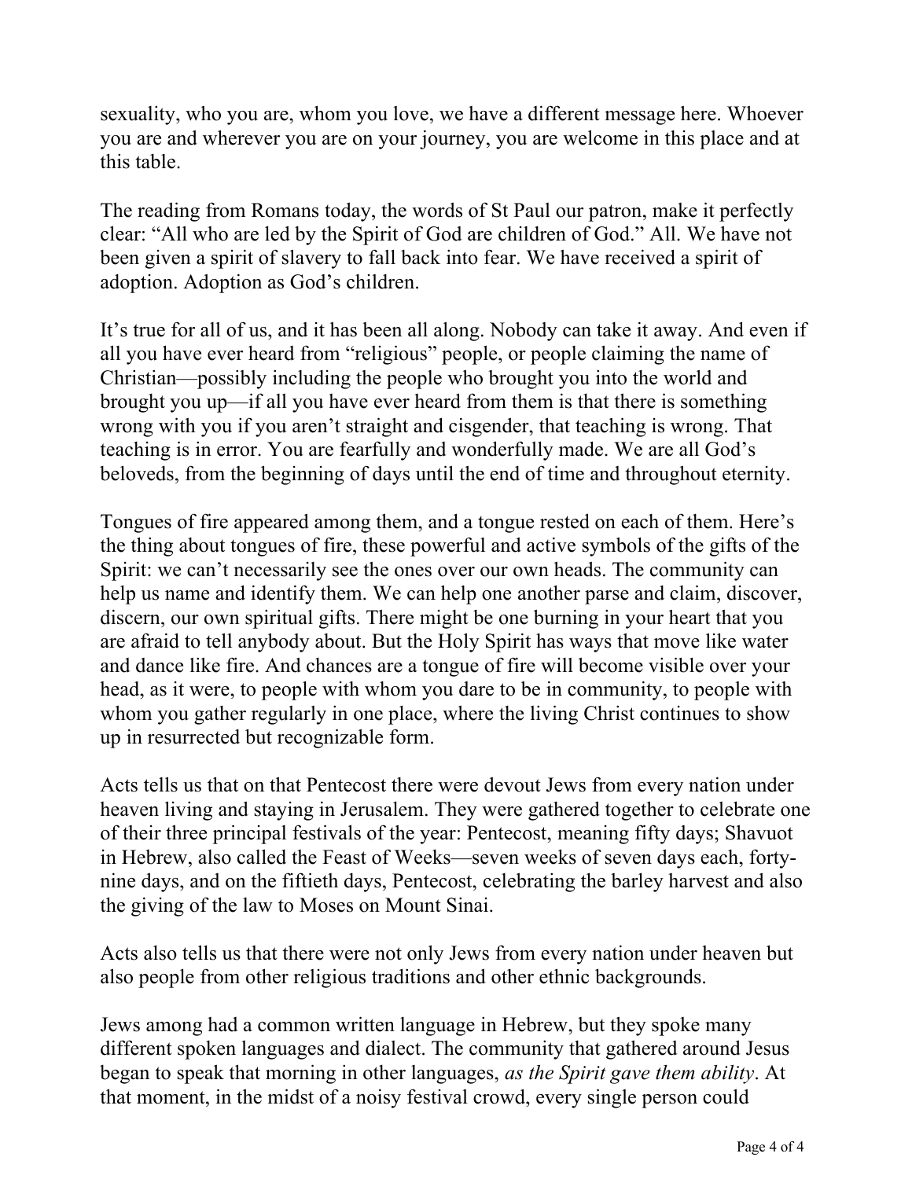sexuality, who you are, whom you love, we have a different message here. Whoever you are and wherever you are on your journey, you are welcome in this place and at this table.

The reading from Romans today, the words of St Paul our patron, make it perfectly clear: "All who are led by the Spirit of God are children of God." All. We have not been given a spirit of slavery to fall back into fear. We have received a spirit of adoption. Adoption as God's children.

It's true for all of us, and it has been all along. Nobody can take it away. And even if all you have ever heard from "religious" people, or people claiming the name of Christian—possibly including the people who brought you into the world and brought you up—if all you have ever heard from them is that there is something wrong with you if you aren't straight and cisgender, that teaching is wrong. That teaching is in error. You are fearfully and wonderfully made. We are all God's beloveds, from the beginning of days until the end of time and throughout eternity.

Tongues of fire appeared among them, and a tongue rested on each of them. Here's the thing about tongues of fire, these powerful and active symbols of the gifts of the Spirit: we can't necessarily see the ones over our own heads. The community can help us name and identify them. We can help one another parse and claim, discover, discern, our own spiritual gifts. There might be one burning in your heart that you are afraid to tell anybody about. But the Holy Spirit has ways that move like water and dance like fire. And chances are a tongue of fire will become visible over your head, as it were, to people with whom you dare to be in community, to people with whom you gather regularly in one place, where the living Christ continues to show up in resurrected but recognizable form.

Acts tells us that on that Pentecost there were devout Jews from every nation under heaven living and staying in Jerusalem. They were gathered together to celebrate one of their three principal festivals of the year: Pentecost, meaning fifty days; Shavuot in Hebrew, also called the Feast of Weeks—seven weeks of seven days each, forty-nine days, and on the fiftieth days, Pentecost, celebrating the barley harvest and also the giving of the law to Moses on Mount Sinai.

Acts also tells us that there were not only Jews from every nation under heaven but also people from other religious traditions and other ethnic backgrounds.

Jews among had a common written language in Hebrew, but they spoke many different spoken languages and dialect. The community that gathered around Jesus began to speak that morning in other languages, *as the Spirit gave them ability*. At that moment, in the midst of a noisy festival crowd, every single person could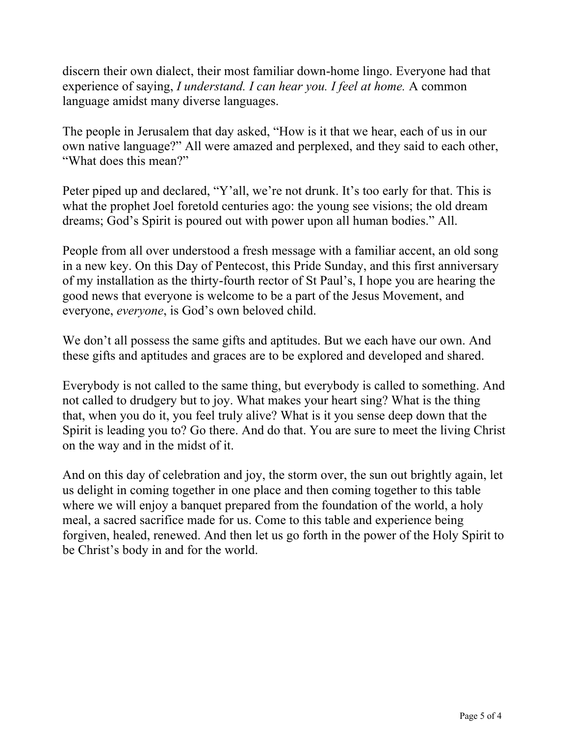discern their own dialect, their most familiar down-home lingo. Everyone had that experience of saying, *I understand. I can hear you. I feel at home.* A common language amidst many diverse languages.

The people in Jerusalem that day asked, "How is it that we hear, each of us in our own native language?" All were amazed and perplexed, and they said to each other, "What does this mean?"

Peter piped up and declared, "Y'all, we're not drunk. It's too early for that. This is what the prophet Joel foretold centuries ago: the young see visions; the old dream dreams; God's Spirit is poured out with power upon all human bodies." All.

People from all over understood a fresh message with a familiar accent, an old song in a new key. On this Day of Pentecost, this Pride Sunday, and this first anniversary of my installation as the thirty-fourth rector of St Paul's, I hope you are hearing the good news that everyone is welcome to be a part of the Jesus Movement, and everyone, *everyone*, is God's own beloved child.

We don't all possess the same gifts and aptitudes. But we each have our own. And these gifts and aptitudes and graces are to be explored and developed and shared.

Everybody is not called to the same thing, but everybody is called to something. And not called to drudgery but to joy. What makes your heart sing? What is the thing that, when you do it, you feel truly alive? What is it you sense deep down that the Spirit is leading you to? Go there. And do that. You are sure to meet the living Christ on the way and in the midst of it.

And on this day of celebration and joy, the storm over, the sun out brightly again, let us delight in coming together in one place and then coming together to this table where we will enjoy a banquet prepared from the foundation of the world, a holy meal, a sacred sacrifice made for us. Come to this table and experience being forgiven, healed, renewed. And then let us go forth in the power of the Holy Spirit to be Christ's body in and for the world.